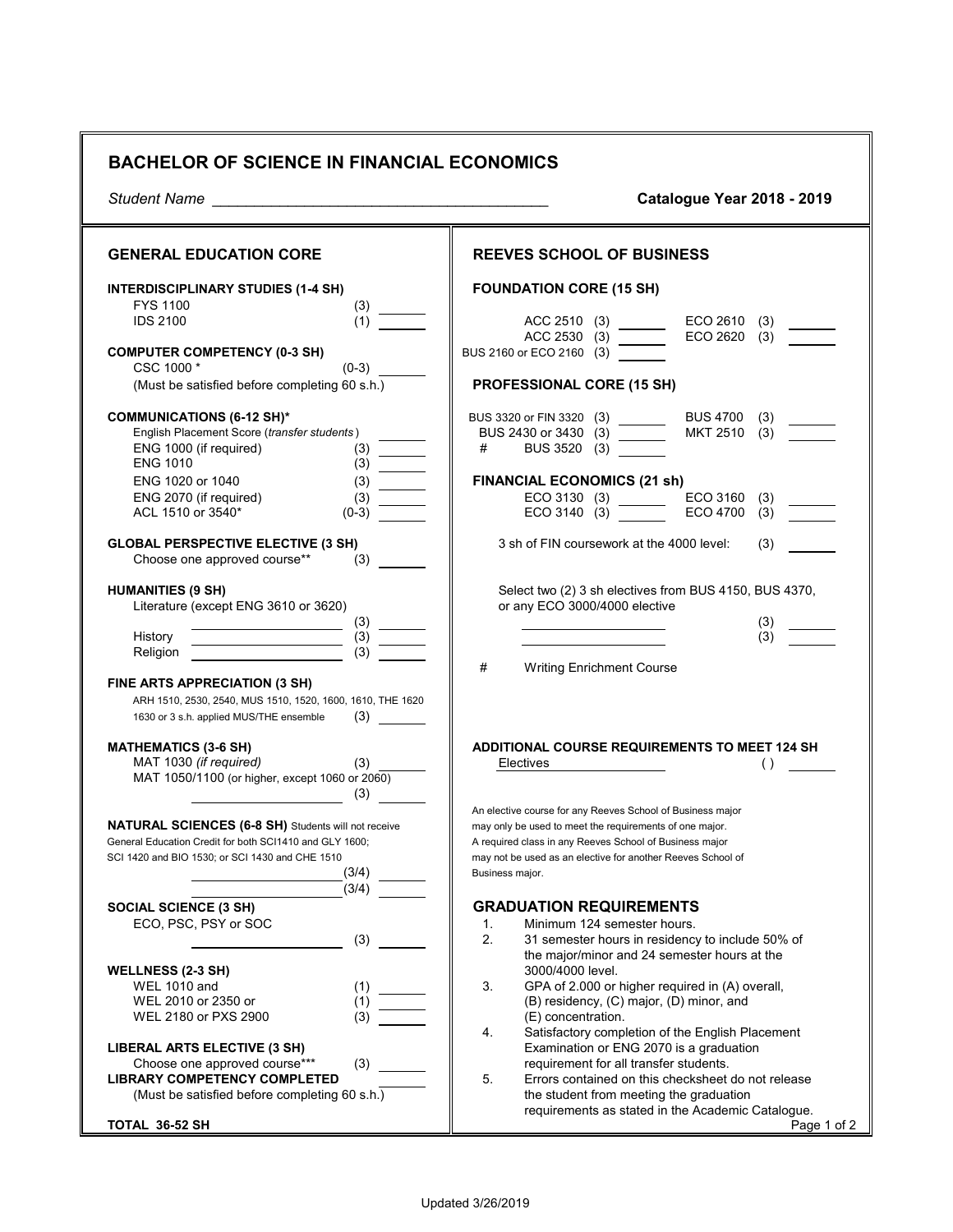# BACHELOR OF SCIENCE IN FINANCIAL ECONOMICS

*Student Name* ________________________________________ **Catalogue Year 2018 - 2019**

## GENERAL EDUCATION CORE

**INTERDISCIPLINARY STUDIES (1-4 SH)**

| Course | SH | |
|---|---|---|
| FYS 1100 | (3) | ______ |
| IDS 2100 | (1) | ______ |

**COMPUTER COMPETENCY (0-3 SH)**

| Course | SH | |
|---|---|---|
| CSC 1000 * | (0-3) | ______ |

(Must be satisfied before completing 60 s.h.)

**COMMUNICATIONS (6-12 SH)***

| Course | SH | |
|---|---|---|
| English Placement Score (*transfer students*) | | ______ |
| ENG 1000 (if required) | (3) | ______ |
| ENG 1010 | (3) | ______ |
| ENG 1020 or 1040 | (3) | ______ |
| ENG 2070 (if required) | (3) | ______ |
| ACL 1510 or 3540* | (0-3) | ______ |

**GLOBAL PERSPECTIVE ELECTIVE (3 SH)**

Choose one approved course** (3) ______

**HUMANITIES (9 SH)**

| Course | SH | |
|---|---|---|
| Literature (except ENG 3610 or 3620) ______ | (3) | ______ |
| History ______ | (3) | ______ |
| Religion ______ | (3) | ______ |

**FINE ARTS APPRECIATION (3 SH)**

ARH 1510, 2530, 2540, MUS 1510, 1520, 1600, 1610, THE 1620 1630 or 3 s.h. applied MUS/THE ensemble (3) ______

**MATHEMATICS (3-6 SH)**

| Course | SH | |
|---|---|---|
| MAT 1030 *(if required)* | (3) | ______ |
| MAT 1050/1100 (or higher, except 1060 or 2060) ______ | (3) | ______ |

**NATURAL SCIENCES (6-8 SH)** Students will not receive General Education Credit for both SCI1410 and GLY 1600; SCI 1420 and BIO 1530; or SCI 1430 and CHE 1510

| Course | SH | |
|---|---|---|
| ______ | (3/4) | ______ |
| ______ | (3/4) | ______ |

**SOCIAL SCIENCE (3 SH)**

ECO, PSC, PSY or SOC ______ (3) ______

**WELLNESS (2-3 SH)**

| Course | SH | |
|---|---|---|
| WEL 1010 and | (1) | ______ |
| WEL 2010 or 2350 or | (1) | ______ |
| WEL 2180 or PXS 2900 | (3) | ______ |

**LIBERAL ARTS ELECTIVE (3 SH)**

Choose one approved course*** (3) ______

**LIBRARY COMPETENCY COMPLETED** ______

(Must be satisfied before completing 60 s.h.)

**TOTAL 36-52 SH**

## REEVES SCHOOL OF BUSINESS

**FOUNDATION CORE (15 SH)**

| Course | SH | | Course | SH | |
|---|---|---|---|---|---|
| ACC 2510 | (3) | ______ | ECO 2610 | (3) | ______ |
| ACC 2530 | (3) | ______ | ECO 2620 | (3) | ______ |
| BUS 2160 or ECO 2160 | (3) | ______ | | | |

**PROFESSIONAL CORE (15 SH)**

| Course | SH | | Course | SH | |
|---|---|---|---|---|---|
| BUS 3320 or FIN 3320 | (3) | ______ | BUS 4700 | (3) | ______ |
| BUS 2430 or 3430 | (3) | ______ | MKT 2510 | (3) | ______ |
| # BUS 3520 | (3) | ______ | | | |

**FINANCIAL ECONOMICS (21 sh)**

| Course | SH | | Course | SH | |
|---|---|---|---|---|---|
| ECO 3130 | (3) | ______ | ECO 3160 | (3) | ______ |
| ECO 3140 | (3) | ______ | ECO 4700 | (3) | ______ |

3 sh of FIN coursework at the 4000 level: (3) ______

Select two (2) 3 sh electives from BUS 4150, BUS 4370, or any ECO 3000/4000 elective

| Course | SH | |
|---|---|---|
| ______ | (3) | ______ |
| ______ | (3) | ______ |

\# Writing Enrichment Course

**ADDITIONAL COURSE REQUIREMENTS TO MEET 124 SH**

Electives ______ ( ) ______

An elective course for any Reeves School of Business major may only be used to meet the requirements of one major. A required class in any Reeves School of Business major may not be used as an elective for another Reeves School of Business major.

## GRADUATION REQUIREMENTS

1. Minimum 124 semester hours.
2. 31 semester hours in residency to include 50% of the major/minor and 24 semester hours at the 3000/4000 level.
3. GPA of 2.000 or higher required in (A) overall, (B) residency, (C) major, (D) minor, and (E) concentration.
4. Satisfactory completion of the English Placement Examination or ENG 2070 is a graduation requirement for all transfer students.
5. Errors contained on this checksheet do not release the student from meeting the graduation requirements as stated in the Academic Catalogue.

Updated 3/26/2019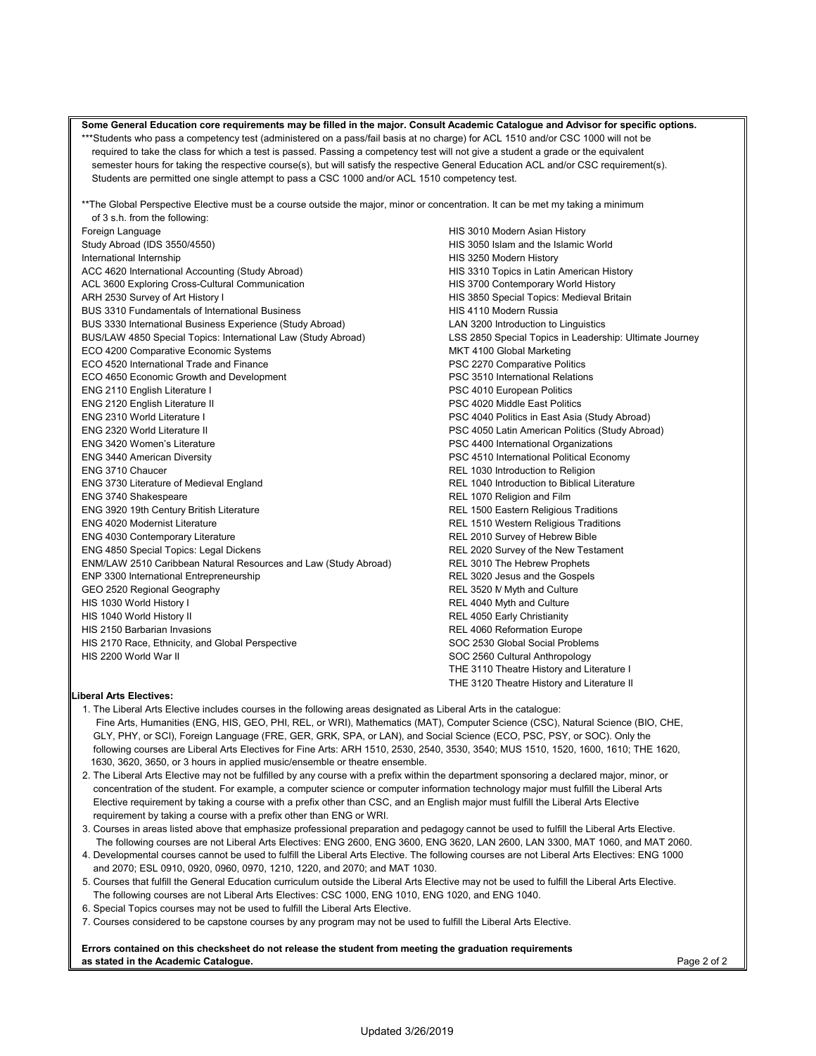**Some General Education core requirements may be filled in the major. Consult Academic Catalogue and Advisor for specific options.**

***Students who pass a competency test (administered on a pass/fail basis at no charge) for ACL 1510 and/or CSC 1000 will not be required to take the class for which a test is passed. Passing a competency test will not give a student a grade or the equivalent semester hours for taking the respective course(s), but will satisfy the respective General Education ACL and/or CSC requirement(s). Students are permitted one single attempt to pass a CSC 1000 and/or ACL 1510 competency test.

**The Global Perspective Elective must be a course outside the major, minor or concentration. It can be met my taking a minimum of 3 s.h. from the following:

Foreign Language
Study Abroad (IDS 3550/4550)
International Internship
ACC 4620 International Accounting (Study Abroad)
ACL 3600 Exploring Cross-Cultural Communication
ARH 2530 Survey of Art History I
BUS 3310 Fundamentals of International Business
BUS 3330 International Business Experience (Study Abroad)
BUS/LAW 4850 Special Topics: International Law (Study Abroad)
ECO 4200 Comparative Economic Systems
ECO 4520 International Trade and Finance
ECO 4650 Economic Growth and Development
ENG 2110 English Literature I
ENG 2120 English Literature II
ENG 2310 World Literature I
ENG 2320 World Literature II
ENG 3420 Women's Literature
ENG 3440 American Diversity
ENG 3710 Chaucer
ENG 3730 Literature of Medieval England
ENG 3740 Shakespeare
ENG 3920 19th Century British Literature
ENG 4020 Modernist Literature
ENG 4030 Contemporary Literature
ENG 4850 Special Topics: Legal Dickens
ENM/LAW 2510 Caribbean Natural Resources and Law (Study Abroad)
ENP 3300 International Entrepreneurship
GEO 2520 Regional Geography
HIS 1030 World History I
HIS 1040 World History II
HIS 2150 Barbarian Invasions
HIS 2170 Race, Ethnicity, and Global Perspective
HIS 2200 World War II
HIS 3010 Modern Asian History
HIS 3050 Islam and the Islamic World
HIS 3250 Modern History
HIS 3310 Topics in Latin American History
HIS 3700 Contemporary World History
HIS 3850 Special Topics: Medieval Britain
HIS 4110 Modern Russia
LAN 3200 Introduction to Linguistics
LSS 2850 Special Topics in Leadership: Ultimate Journey
MKT 4100 Global Marketing
PSC 2270 Comparative Politics
PSC 3510 International Relations
PSC 4010 European Politics
PSC 4020 Middle East Politics
PSC 4040 Politics in East Asia (Study Abroad)
PSC 4050 Latin American Politics (Study Abroad)
PSC 4400 International Organizations
PSC 4510 International Political Economy
REL 1030 Introduction to Religion
REL 1040 Introduction to Biblical Literature
REL 1070 Religion and Film
REL 1500 Eastern Religious Traditions
REL 1510 Western Religious Traditions
REL 2010 Survey of Hebrew Bible
REL 2020 Survey of the New Testament
REL 3010 The Hebrew Prophets
REL 3020 Jesus and the Gospels
REL 3520 M Myth and Culture
REL 4040 Myth and Culture
REL 4050 Early Christianity
REL 4060 Reformation Europe
SOC 2530 Global Social Problems
SOC 2560 Cultural Anthropology
THE 3110 Theatre History and Literature I
THE 3120 Theatre History and Literature II

**Liberal Arts Electives:**

1. The Liberal Arts Elective includes courses in the following areas designated as Liberal Arts in the catalogue: Fine Arts, Humanities (ENG, HIS, GEO, PHI, REL, or WRI), Mathematics (MAT), Computer Science (CSC), Natural Science (BIO, CHE, GLY, PHY, or SCI), Foreign Language (FRE, GER, GRK, SPA, or LAN), and Social Science (ECO, PSC, PSY, or SOC). Only the following courses are Liberal Arts Electives for Fine Arts: ARH 1510, 2530, 2540, 3530, 3540; MUS 1510, 1520, 1600, 1610; THE 1620, 1630, 3620, 3650, or 3 hours in applied music/ensemble or theatre ensemble.
2. The Liberal Arts Elective may not be fulfilled by any course with a prefix within the department sponsoring a declared major, minor, or concentration of the student. For example, a computer science or computer information technology major must fulfill the Liberal Arts Elective requirement by taking a course with a prefix other than CSC, and an English major must fulfill the Liberal Arts Elective requirement by taking a course with a prefix other than ENG or WRI.
3. Courses in areas listed above that emphasize professional preparation and pedagogy cannot be used to fulfill the Liberal Arts Elective. The following courses are not Liberal Arts Electives: ENG 2600, ENG 3600, ENG 3620, LAN 2600, LAN 3300, MAT 1060, and MAT 2060.
4. Developmental courses cannot be used to fulfill the Liberal Arts Elective. The following courses are not Liberal Arts Electives: ENG 1000 and 2070; ESL 0910, 0920, 0960, 0970, 1210, 1220, and 2070; and MAT 1030.
5. Courses that fulfill the General Education curriculum outside the Liberal Arts Elective may not be used to fulfill the Liberal Arts Elective. The following courses are not Liberal Arts Electives: CSC 1000, ENG 1010, ENG 1020, and ENG 1040.
6. Special Topics courses may not be used to fulfill the Liberal Arts Elective.
7. Courses considered to be capstone courses by any program may not be used to fulfill the Liberal Arts Elective.

**Errors contained on this checksheet do not release the student from meeting the graduation requirements as stated in the Academic Catalogue.**

Updated 3/26/2019